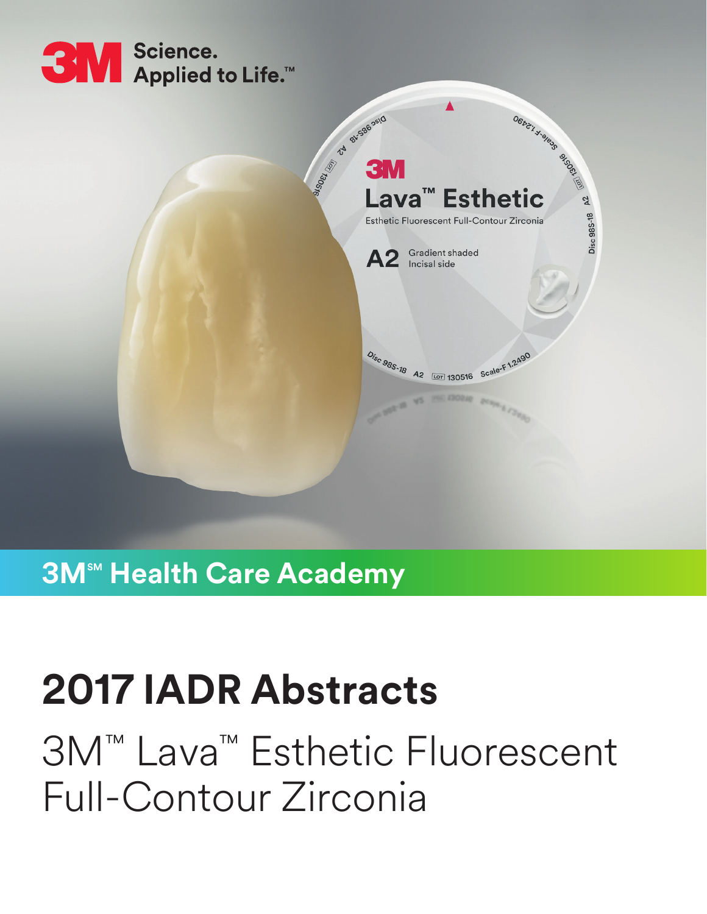3M Science. Applied to Life.™

**3M℠ Health Care Academy**

# 2017 IADR Abstracts

## 3M™ Lava™ Esthetic Fluorescent Full-Contour Zirconia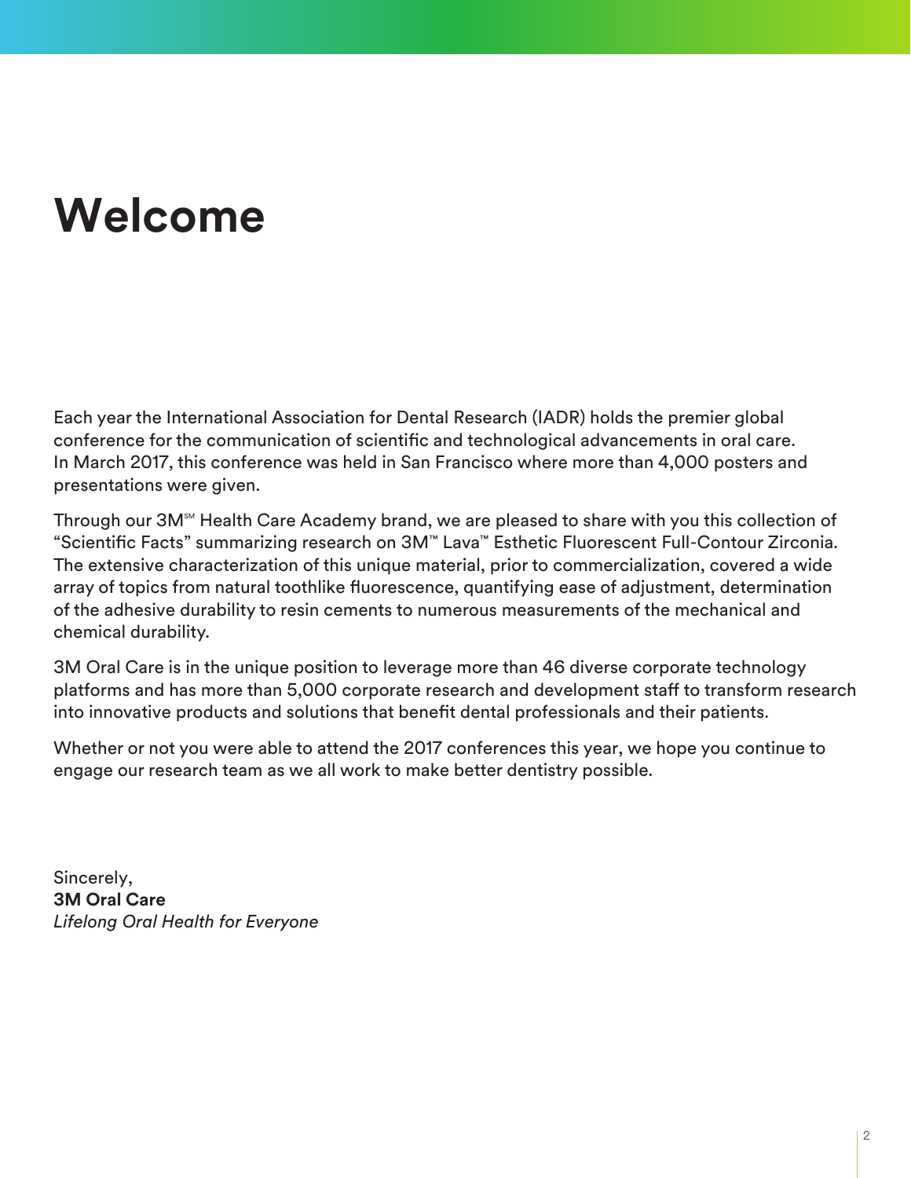# Welcome

Each year the International Association for Dental Research (IADR) holds the premier global conference for the communication of scientific and technological advancements in oral care. In March 2017, this conference was held in San Francisco where more than 4,000 posters and presentations were given.

Through our 3M℠ Health Care Academy brand, we are pleased to share with you this collection of "Scientific Facts" summarizing research on 3M™ Lava™ Esthetic Fluorescent Full-Contour Zirconia. The extensive characterization of this unique material, prior to commercialization, covered a wide array of topics from natural toothlike fluorescence, quantifying ease of adjustment, determination of the adhesive durability to resin cements to numerous measurements of the mechanical and chemical durability.

3M Oral Care is in the unique position to leverage more than 46 diverse corporate technology platforms and has more than 5,000 corporate research and development staff to transform research into innovative products and solutions that benefit dental professionals and their patients.

Whether or not you were able to attend the 2017 conferences this year, we hope you continue to engage our research team as we all work to make better dentistry possible.

Sincerely,
**3M Oral Care**
*Lifelong Oral Health for Everyone*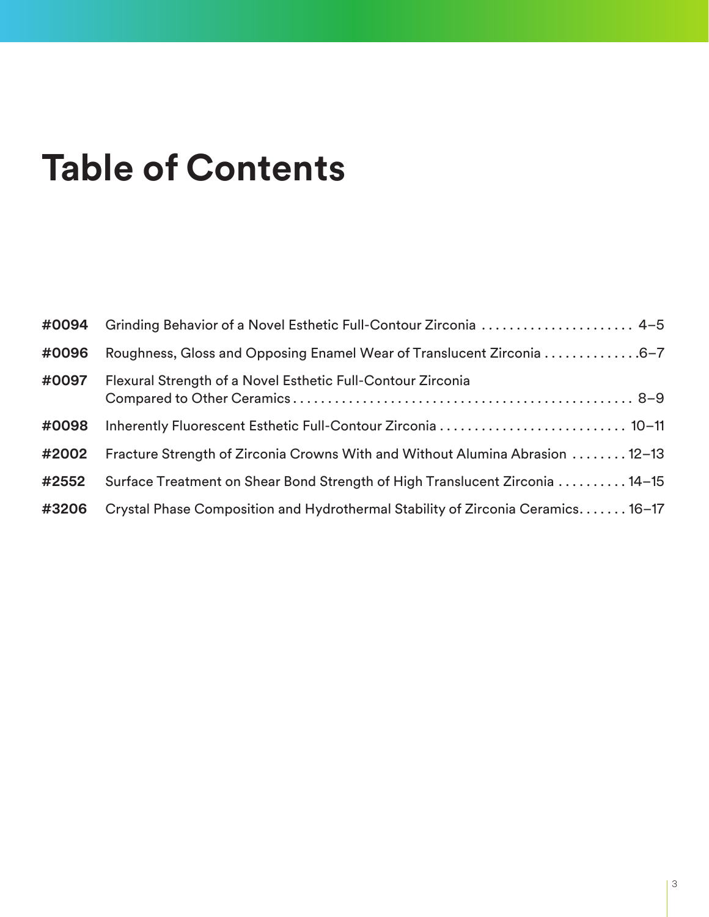# Table of Contents

| | | |
|---|---|---|
| **#0094** | Grinding Behavior of a Novel Esthetic Full-Contour Zirconia | 4–5 |
| **#0096** | Roughness, Gloss and Opposing Enamel Wear of Translucent Zirconia | 6–7 |
| **#0097** | Flexural Strength of a Novel Esthetic Full-Contour Zirconia Compared to Other Ceramics | 8–9 |
| **#0098** | Inherently Fluorescent Esthetic Full-Contour Zirconia | 10–11 |
| **#2002** | Fracture Strength of Zirconia Crowns With and Without Alumina Abrasion | 12–13 |
| **#2552** | Surface Treatment on Shear Bond Strength of High Translucent Zirconia | 14–15 |
| **#3206** | Crystal Phase Composition and Hydrothermal Stability of Zirconia Ceramics | 16–17 |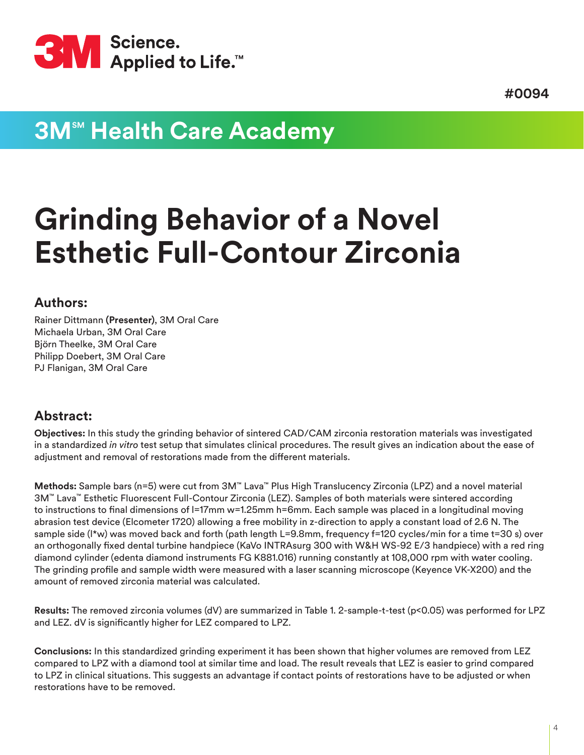#0094

## 3M℠ Health Care Academy

# Grinding Behavior of a Novel Esthetic Full-Contour Zirconia

### Authors:

Rainer Dittmann **(Presenter)**, 3M Oral Care
Michaela Urban, 3M Oral Care
Björn Theelke, 3M Oral Care
Philipp Doebert, 3M Oral Care
PJ Flanigan, 3M Oral Care

### Abstract:

**Objectives:** In this study the grinding behavior of sintered CAD/CAM zirconia restoration materials was investigated in a standardized *in vitro* test setup that simulates clinical procedures. The result gives an indication about the ease of adjustment and removal of restorations made from the different materials.

**Methods:** Sample bars (n=5) were cut from 3M™ Lava™ Plus High Translucency Zirconia (LPZ) and a novel material 3M™ Lava™ Esthetic Fluorescent Full-Contour Zirconia (LEZ). Samples of both materials were sintered according to instructions to final dimensions of l=17mm w=1.25mm h=6mm. Each sample was placed in a longitudinal moving abrasion test device (Elcometer 1720) allowing a free mobility in z-direction to apply a constant load of 2.6 N. The sample side (l*w) was moved back and forth (path length L=9.8mm, frequency f=120 cycles/min for a time t=30 s) over an orthogonally fixed dental turbine handpiece (KaVo INTRAsurg 300 with W&H WS-92 E/3 handpiece) with a red ring diamond cylinder (edenta diamond instruments FG K881.016) running constantly at 108,000 rpm with water cooling. The grinding profile and sample width were measured with a laser scanning microscope (Keyence VK-X200) and the amount of removed zirconia material was calculated.

**Results:** The removed zirconia volumes (dV) are summarized in Table 1. 2-sample-t-test ($p<0.05$) was performed for LPZ and LEZ. dV is significantly higher for LEZ compared to LPZ.

**Conclusions:** In this standardized grinding experiment it has been shown that higher volumes are removed from LEZ compared to LPZ with a diamond tool at similar time and load. The result reveals that LEZ is easier to grind compared to LPZ in clinical situations. This suggests an advantage if contact points of restorations have to be adjusted or when restorations have to be removed.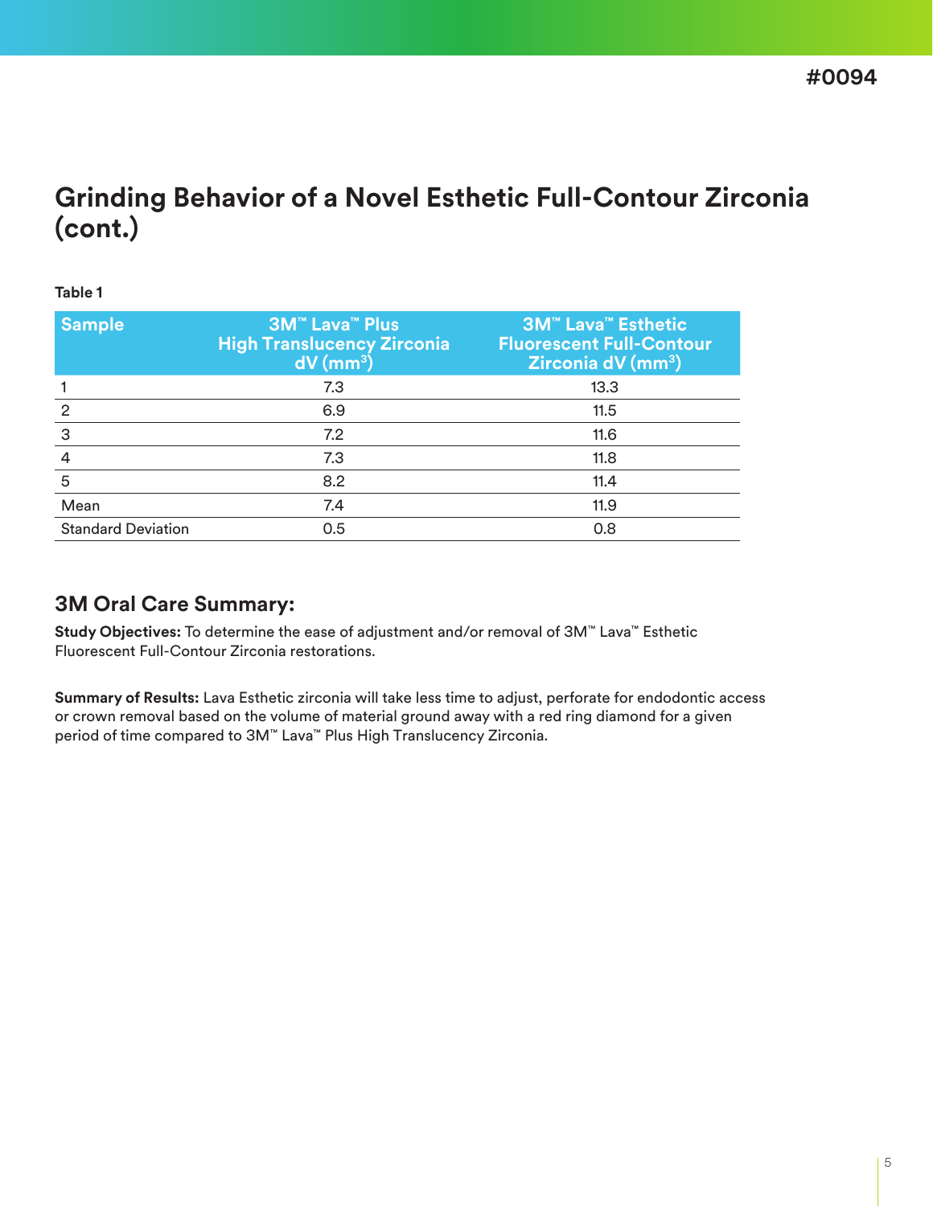#0094

# Grinding Behavior of a Novel Esthetic Full-Contour Zirconia (cont.)

**Table 1**

| Sample | 3M™ Lava™ Plus High Translucency Zirconia dV (mm$^3$) | 3M™ Lava™ Esthetic Fluorescent Full-Contour Zirconia dV (mm$^3$) |
|---|---|---|
| 1 | 7.3 | 13.3 |
| 2 | 6.9 | 11.5 |
| 3 | 7.2 | 11.6 |
| 4 | 7.3 | 11.8 |
| 5 | 8.2 | 11.4 |
| Mean | 7.4 | 11.9 |
| Standard Deviation | 0.5 | 0.8 |

## 3M Oral Care Summary:

**Study Objectives:** To determine the ease of adjustment and/or removal of 3M™ Lava™ Esthetic Fluorescent Full-Contour Zirconia restorations.

**Summary of Results:** Lava Esthetic zirconia will take less time to adjust, perforate for endodontic access or crown removal based on the volume of material ground away with a red ring diamond for a given period of time compared to 3M™ Lava™ Plus High Translucency Zirconia.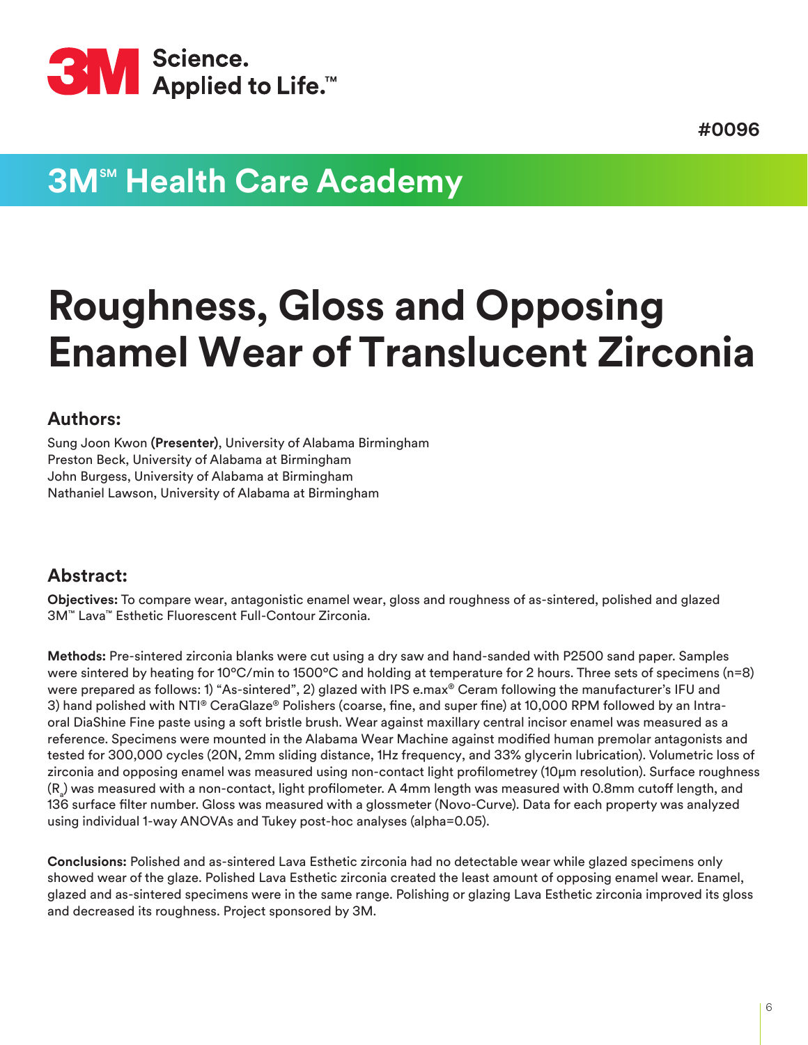#0096

## 3M℠ Health Care Academy

# Roughness, Gloss and Opposing Enamel Wear of Translucent Zirconia

### Authors:

Sung Joon Kwon **(Presenter)**, University of Alabama Birmingham
Preston Beck, University of Alabama at Birmingham
John Burgess, University of Alabama at Birmingham
Nathaniel Lawson, University of Alabama at Birmingham

### Abstract:

**Objectives:** To compare wear, antagonistic enamel wear, gloss and roughness of as-sintered, polished and glazed 3M™ Lava™ Esthetic Fluorescent Full-Contour Zirconia.

**Methods:** Pre-sintered zirconia blanks were cut using a dry saw and hand-sanded with P2500 sand paper. Samples were sintered by heating for 10°C/min to 1500°C and holding at temperature for 2 hours. Three sets of specimens (n=8) were prepared as follows: 1) "As-sintered", 2) glazed with IPS e.max® Ceram following the manufacturer's IFU and 3) hand polished with NTI® CeraGlaze® Polishers (coarse, fine, and super fine) at 10,000 RPM followed by an Intra-oral DiaShine Fine paste using a soft bristle brush. Wear against maxillary central incisor enamel was measured as a reference. Specimens were mounted in the Alabama Wear Machine against modified human premolar antagonists and tested for 300,000 cycles (20N, 2mm sliding distance, 1Hz frequency, and 33% glycerin lubrication). Volumetric loss of zirconia and opposing enamel was measured using non-contact light profilometrey (10µm resolution). Surface roughness ($R_a$) was measured with a non-contact, light profilometer. A 4mm length was measured with 0.8mm cutoff length, and 136 surface filter number. Gloss was measured with a glossmeter (Novo-Curve). Data for each property was analyzed using individual 1-way ANOVAs and Tukey post-hoc analyses (alpha=0.05).

**Conclusions:** Polished and as-sintered Lava Esthetic zirconia had no detectable wear while glazed specimens only showed wear of the glaze. Polished Lava Esthetic zirconia created the least amount of opposing enamel wear. Enamel, glazed and as-sintered specimens were in the same range. Polishing or glazing Lava Esthetic zirconia improved its gloss and decreased its roughness. Project sponsored by 3M.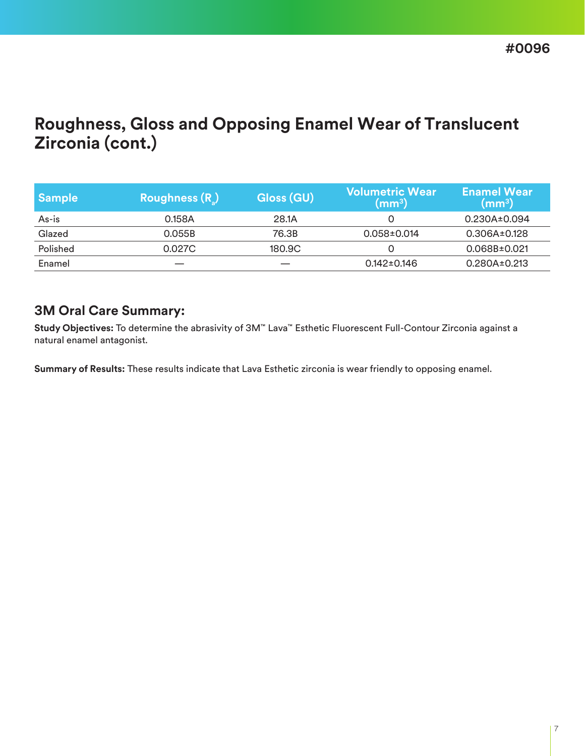#0096

# Roughness, Gloss and Opposing Enamel Wear of Translucent Zirconia (cont.)

| Sample | Roughness ($R_a$) | Gloss (GU) | Volumetric Wear ($mm^3$) | Enamel Wear ($mm^3$) |
|---|---|---|---|---|
| As-is | 0.158A | 28.1A | 0 | 0.230A±0.094 |
| Glazed | 0.055B | 76.3B | 0.058±0.014 | 0.306A±0.128 |
| Polished | 0.027C | 180.9C | 0 | 0.068B±0.021 |
| Enamel | — | — | 0.142±0.146 | 0.280A±0.213 |

## 3M Oral Care Summary:

**Study Objectives:** To determine the abrasivity of 3M™ Lava™ Esthetic Fluorescent Full-Contour Zirconia against a natural enamel antagonist.

**Summary of Results:** These results indicate that Lava Esthetic zirconia is wear friendly to opposing enamel.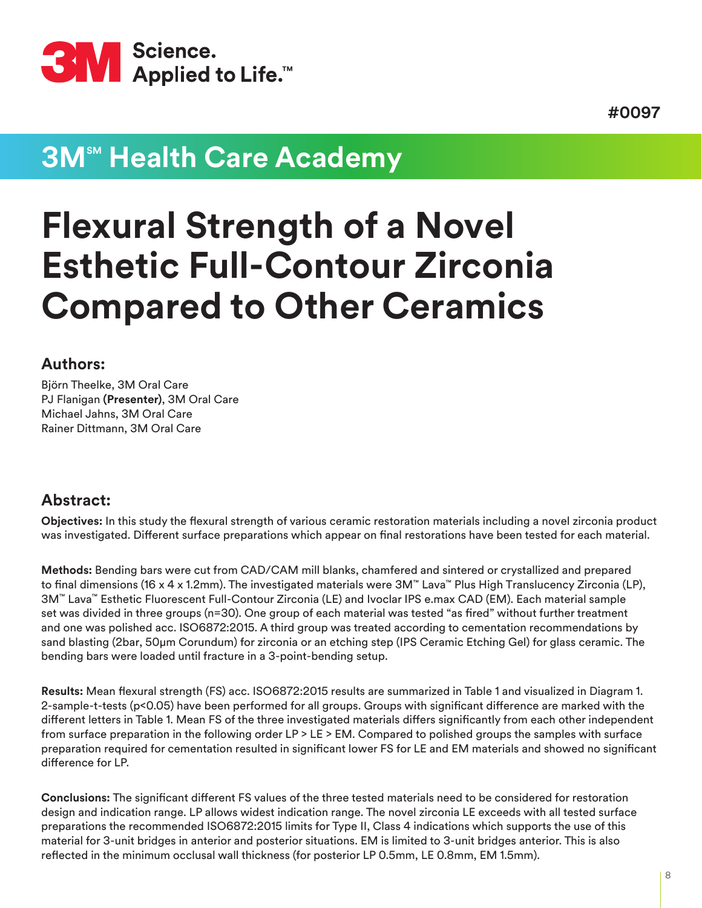3M Science. Applied to Life.™

#0097

## 3M℠ Health Care Academy

# Flexural Strength of a Novel Esthetic Full-Contour Zirconia Compared to Other Ceramics

### Authors:

Björn Theelke, 3M Oral Care
PJ Flanigan **(Presenter)**, 3M Oral Care
Michael Jahns, 3M Oral Care
Rainer Dittmann, 3M Oral Care

### Abstract:

**Objectives:** In this study the flexural strength of various ceramic restoration materials including a novel zirconia product was investigated. Different surface preparations which appear on final restorations have been tested for each material.

**Methods:** Bending bars were cut from CAD/CAM mill blanks, chamfered and sintered or crystallized and prepared to final dimensions (16 x 4 x 1.2mm). The investigated materials were 3M™ Lava™ Plus High Translucency Zirconia (LP), 3M™ Lava™ Esthetic Fluorescent Full-Contour Zirconia (LE) and Ivoclar IPS e.max CAD (EM). Each material sample set was divided in three groups (n=30). One group of each material was tested "as fired" without further treatment and one was polished acc. ISO6872:2015. A third group was treated according to cementation recommendations by sand blasting (2bar, 50µm Corundum) for zirconia or an etching step (IPS Ceramic Etching Gel) for glass ceramic. The bending bars were loaded until fracture in a 3-point-bending setup.

**Results:** Mean flexural strength (FS) acc. ISO6872:2015 results are summarized in Table 1 and visualized in Diagram 1. 2-sample-t-tests ($p<0.05$) have been performed for all groups. Groups with significant difference are marked with the different letters in Table 1. Mean FS of the three investigated materials differs significantly from each other independent from surface preparation in the following order LP > LE > EM. Compared to polished groups the samples with surface preparation required for cementation resulted in significant lower FS for LE and EM materials and showed no significant difference for LP.

**Conclusions:** The significant different FS values of the three tested materials need to be considered for restoration design and indication range. LP allows widest indication range. The novel zirconia LE exceeds with all tested surface preparations the recommended ISO6872:2015 limits for Type II, Class 4 indications which supports the use of this material for 3-unit bridges in anterior and posterior situations. EM is limited to 3-unit bridges anterior. This is also reflected in the minimum occlusal wall thickness (for posterior LP 0.5mm, LE 0.8mm, EM 1.5mm).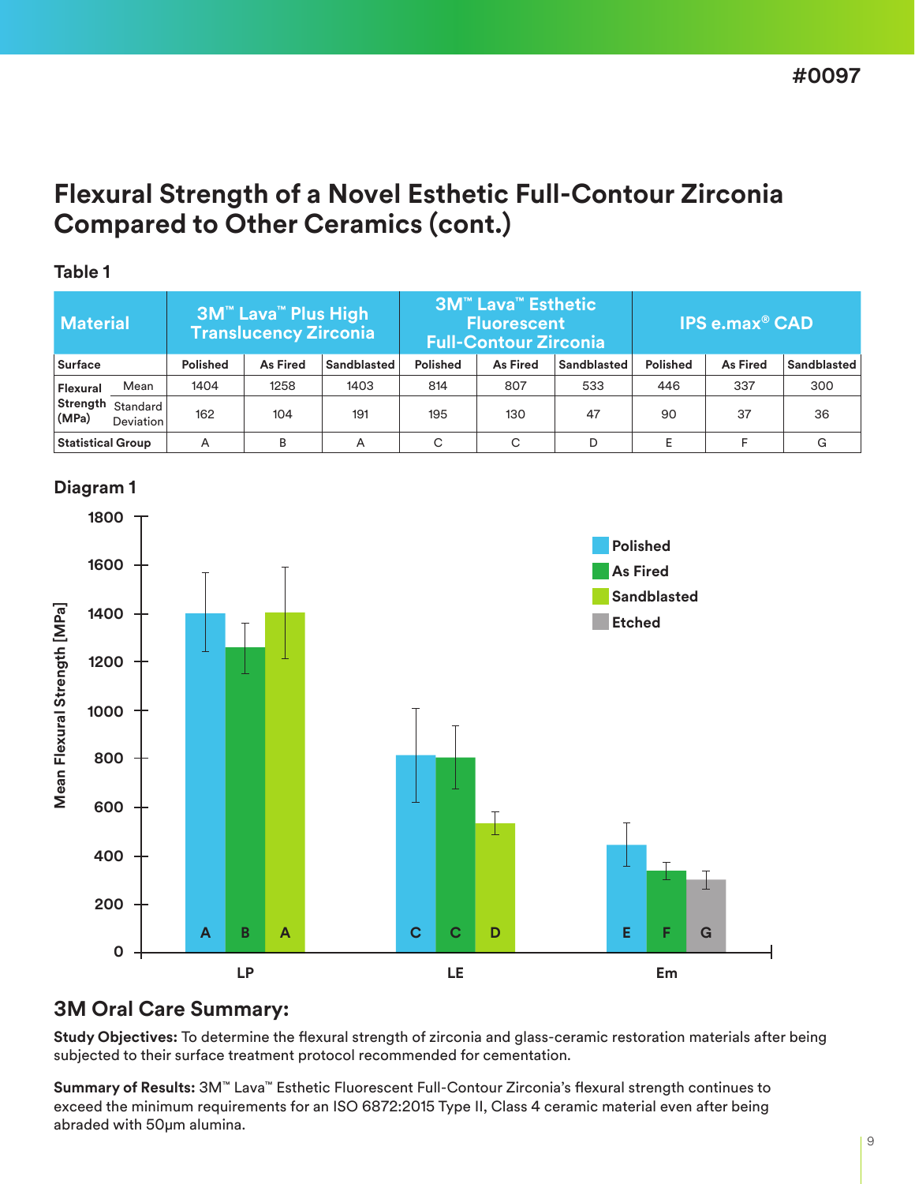#0097

# Flexural Strength of a Novel Esthetic Full-Contour Zirconia Compared to Other Ceramics (cont.)

### Table 1

| Material | | 3M™ Lava™ Plus High Translucency Zirconia | | | 3M™ Lava™ Esthetic Fluorescent Full-Contour Zirconia | | | IPS e.max® CAD | | |
|---|---|---|---|---|---|---|---|---|---|---|
| Surface | | Polished | As Fired | Sandblasted | Polished | As Fired | Sandblasted | Polished | As Fired | Sandblasted |
| Flexural Strength (MPa) | Mean | 1404 | 1258 | 1403 | 814 | 807 | 533 | 446 | 337 | 300 |
| | Standard Deviation | 162 | 104 | 191 | 195 | 130 | 47 | 90 | 37 | 36 |
| Statistical Group | | A | B | A | C | C | D | E | F | G |

### Diagram 1

| Material | Polished | As Fired | Sandblasted | Etched |
|---|---|---|---|---|
| LP | A | B | A | |
| LE | C | C | D | |
| Em | E | F | | G |

Mean Flexural Strength [MPa]

## 3M Oral Care Summary:

**Study Objectives:** To determine the flexural strength of zirconia and glass-ceramic restoration materials after being subjected to their surface treatment protocol recommended for cementation.

**Summary of Results:** 3M™ Lava™ Esthetic Fluorescent Full-Contour Zirconia's flexural strength continues to exceed the minimum requirements for an ISO 6872:2015 Type II, Class 4 ceramic material even after being abraded with 50µm alumina.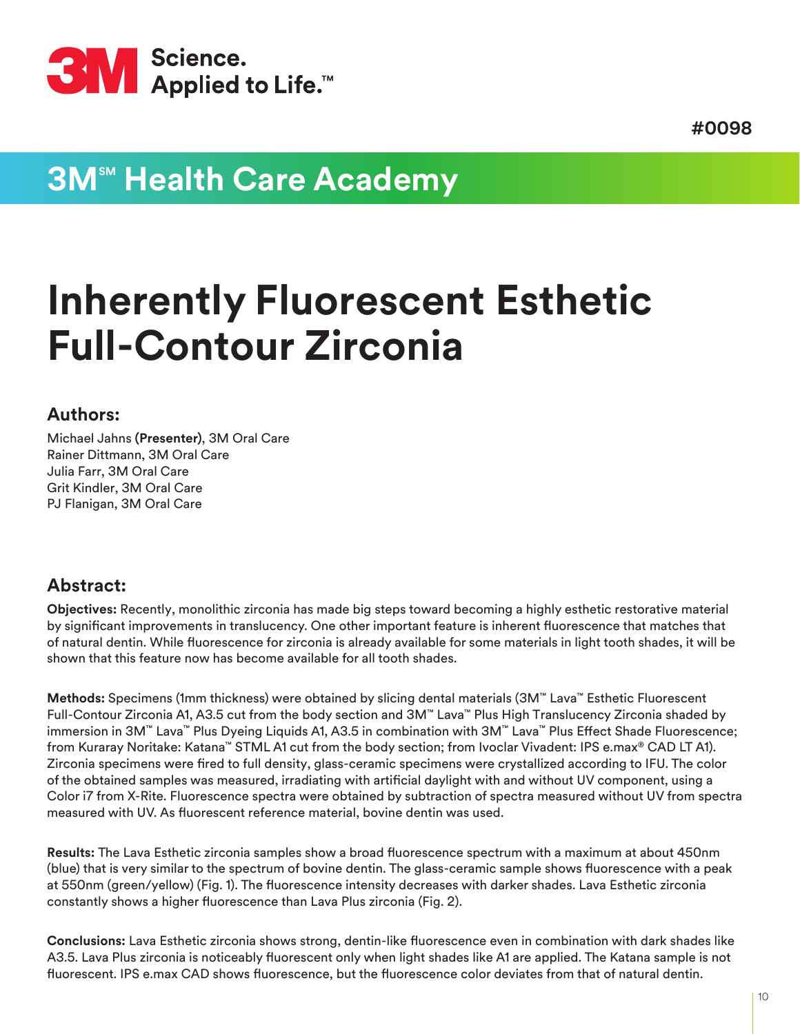3M Science. Applied to Life.™

#0098

## 3M℠ Health Care Academy

# Inherently Fluorescent Esthetic Full-Contour Zirconia

### Authors:

Michael Jahns **(Presenter)**, 3M Oral Care
Rainer Dittmann, 3M Oral Care
Julia Farr, 3M Oral Care
Grit Kindler, 3M Oral Care
PJ Flanigan, 3M Oral Care

### Abstract:

**Objectives:** Recently, monolithic zirconia has made big steps toward becoming a highly esthetic restorative material by significant improvements in translucency. One other important feature is inherent fluorescence that matches that of natural dentin. While fluorescence for zirconia is already available for some materials in light tooth shades, it will be shown that this feature now has become available for all tooth shades.

**Methods:** Specimens (1mm thickness) were obtained by slicing dental materials (3M™ Lava™ Esthetic Fluorescent Full-Contour Zirconia A1, A3.5 cut from the body section and 3M™ Lava™ Plus High Translucency Zirconia shaded by immersion in 3M™ Lava™ Plus Dyeing Liquids A1, A3.5 in combination with 3M™ Lava™ Plus Effect Shade Fluorescence; from Kuraray Noritake: Katana™ STML A1 cut from the body section; from Ivoclar Vivadent: IPS e.max® CAD LT A1). Zirconia specimens were fired to full density, glass-ceramic specimens were crystallized according to IFU. The color of the obtained samples was measured, irradiating with artificial daylight with and without UV component, using a Color i7 from X-Rite. Fluorescence spectra were obtained by subtraction of spectra measured without UV from spectra measured with UV. As fluorescent reference material, bovine dentin was used.

**Results:** The Lava Esthetic zirconia samples show a broad fluorescence spectrum with a maximum at about 450nm (blue) that is very similar to the spectrum of bovine dentin. The glass-ceramic sample shows fluorescence with a peak at 550nm (green/yellow) (Fig. 1). The fluorescence intensity decreases with darker shades. Lava Esthetic zirconia constantly shows a higher fluorescence than Lava Plus zirconia (Fig. 2).

**Conclusions:** Lava Esthetic zirconia shows strong, dentin-like fluorescence even in combination with dark shades like A3.5. Lava Plus zirconia is noticeably fluorescent only when light shades like A1 are applied. The Katana sample is not fluorescent. IPS e.max CAD shows fluorescence, but the fluorescence color deviates from that of natural dentin.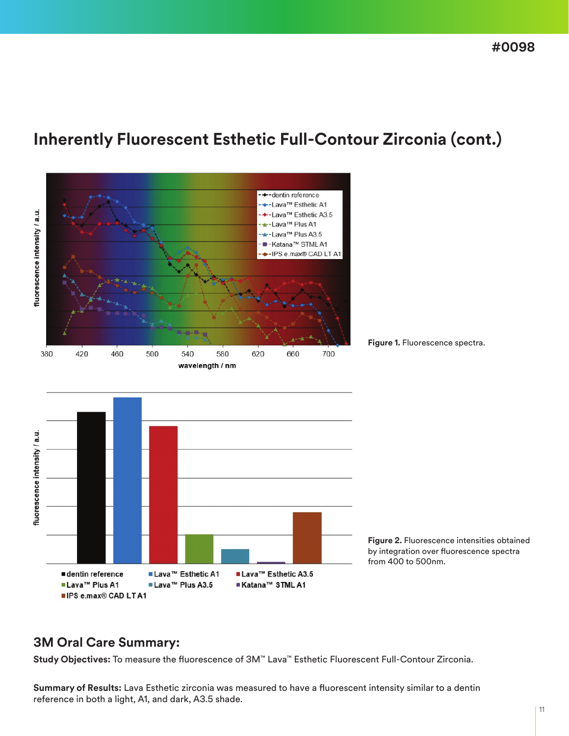## Inherently Fluorescent Esthetic Full-Contour Zirconia (cont.)

**Figure 1.** Fluorescence spectra.

**Figure 2.** Fluorescence intensities obtained by integration over fluorescence spectra from 400 to 500nm.

## 3M Oral Care Summary:

**Study Objectives:** To measure the fluorescence of 3M™ Lava™ Esthetic Fluorescent Full-Contour Zirconia.

**Summary of Results:** Lava Esthetic zirconia was measured to have a fluorescent intensity similar to a dentin reference in both a light, A1, and dark, A3.5 shade.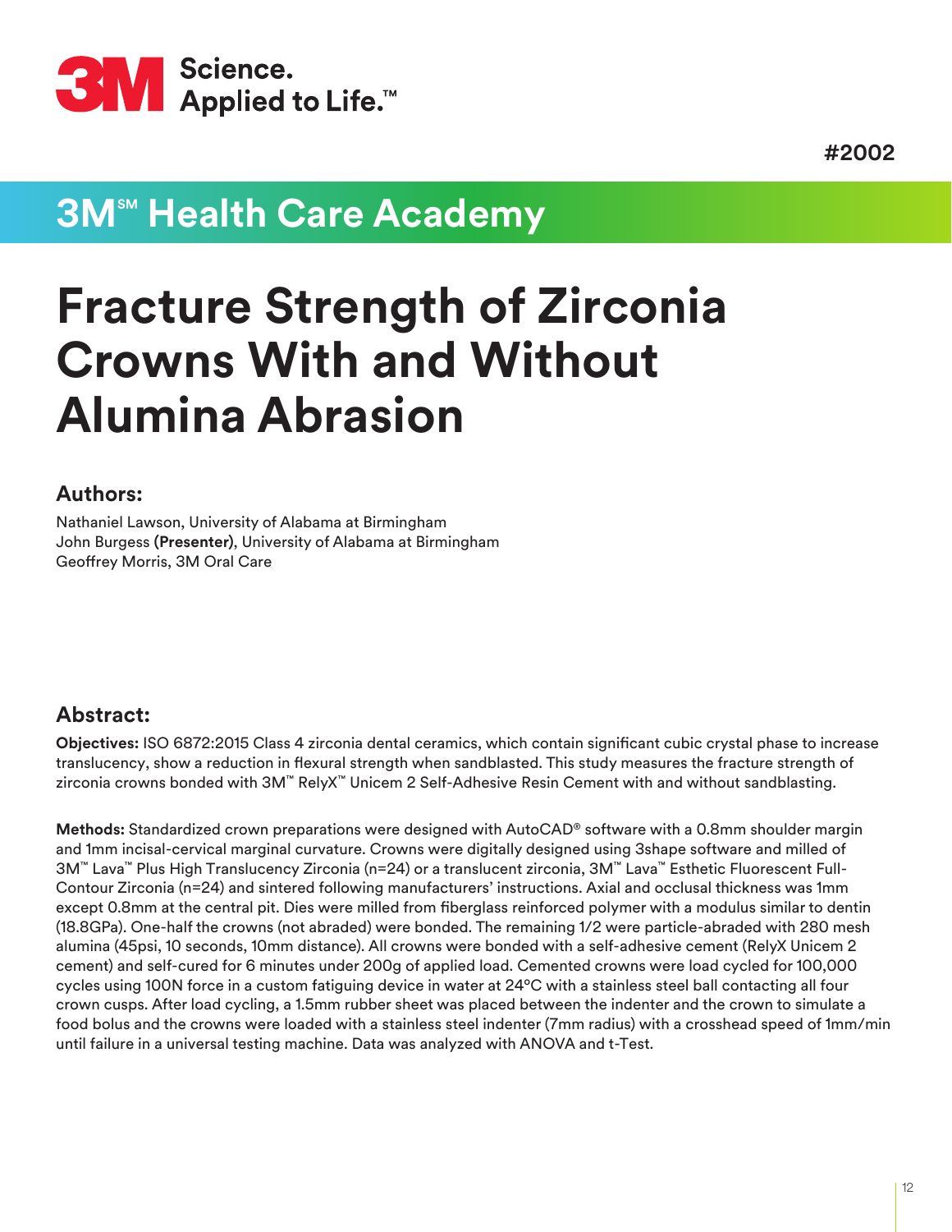3M Science. Applied to Life.™

#2002

## 3M℠ Health Care Academy

# Fracture Strength of Zirconia Crowns With and Without Alumina Abrasion

### Authors:

Nathaniel Lawson, University of Alabama at Birmingham
John Burgess **(Presenter)**, University of Alabama at Birmingham
Geoffrey Morris, 3M Oral Care

### Abstract:

**Objectives:** ISO 6872:2015 Class 4 zirconia dental ceramics, which contain significant cubic crystal phase to increase translucency, show a reduction in flexural strength when sandblasted. This study measures the fracture strength of zirconia crowns bonded with 3M™ RelyX™ Unicem 2 Self-Adhesive Resin Cement with and without sandblasting.

**Methods:** Standardized crown preparations were designed with AutoCAD® software with a 0.8mm shoulder margin and 1mm incisal-cervical marginal curvature. Crowns were digitally designed using 3shape software and milled of 3M™ Lava™ Plus High Translucency Zirconia (n=24) or a translucent zirconia, 3M™ Lava™ Esthetic Fluorescent Full-Contour Zirconia (n=24) and sintered following manufacturers' instructions. Axial and occlusal thickness was 1mm except 0.8mm at the central pit. Dies were milled from fiberglass reinforced polymer with a modulus similar to dentin (18.8GPa). One-half the crowns (not abraded) were bonded. The remaining 1/2 were particle-abraded with 280 mesh alumina (45psi, 10 seconds, 10mm distance). All crowns were bonded with a self-adhesive cement (RelyX Unicem 2 cement) and self-cured for 6 minutes under 200g of applied load. Cemented crowns were load cycled for 100,000 cycles using 100N force in a custom fatiguing device in water at 24°C with a stainless steel ball contacting all four crown cusps. After load cycling, a 1.5mm rubber sheet was placed between the indenter and the crown to simulate a food bolus and the crowns were loaded with a stainless steel indenter (7mm radius) with a crosshead speed of 1mm/min until failure in a universal testing machine. Data was analyzed with ANOVA and t-Test.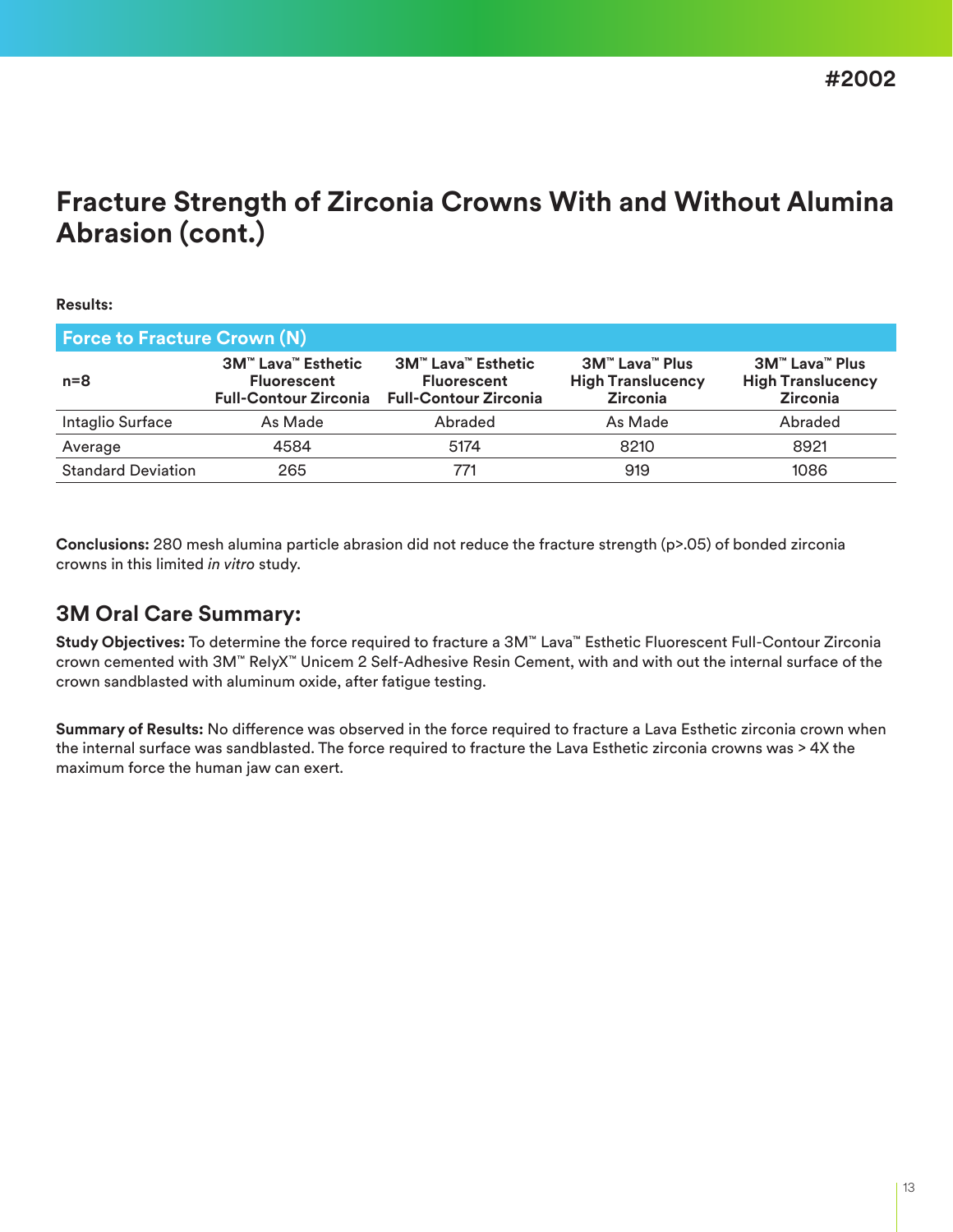#2002

# Fracture Strength of Zirconia Crowns With and Without Alumina Abrasion (cont.)

**Results:**

| Force to Fracture Crown (N) | | | | |
|---|---|---|---|---|
| **n=8** | **3M™ Lava™ Esthetic Fluorescent Full-Contour Zirconia** | **3M™ Lava™ Esthetic Fluorescent Full-Contour Zirconia** | **3M™ Lava™ Plus High Translucency Zirconia** | **3M™ Lava™ Plus High Translucency Zirconia** |
| Intaglio Surface | As Made | Abraded | As Made | Abraded |
| Average | 4584 | 5174 | 8210 | 8921 |
| Standard Deviation | 265 | 771 | 919 | 1086 |

**Conclusions:** 280 mesh alumina particle abrasion did not reduce the fracture strength ($p>.05$) of bonded zirconia crowns in this limited *in vitro* study.

## 3M Oral Care Summary:

**Study Objectives:** To determine the force required to fracture a 3M™ Lava™ Esthetic Fluorescent Full-Contour Zirconia crown cemented with 3M™ RelyX™ Unicem 2 Self-Adhesive Resin Cement, with and with out the internal surface of the crown sandblasted with aluminum oxide, after fatigue testing.

**Summary of Results:** No difference was observed in the force required to fracture a Lava Esthetic zirconia crown when the internal surface was sandblasted. The force required to fracture the Lava Esthetic zirconia crowns was > 4X the maximum force the human jaw can exert.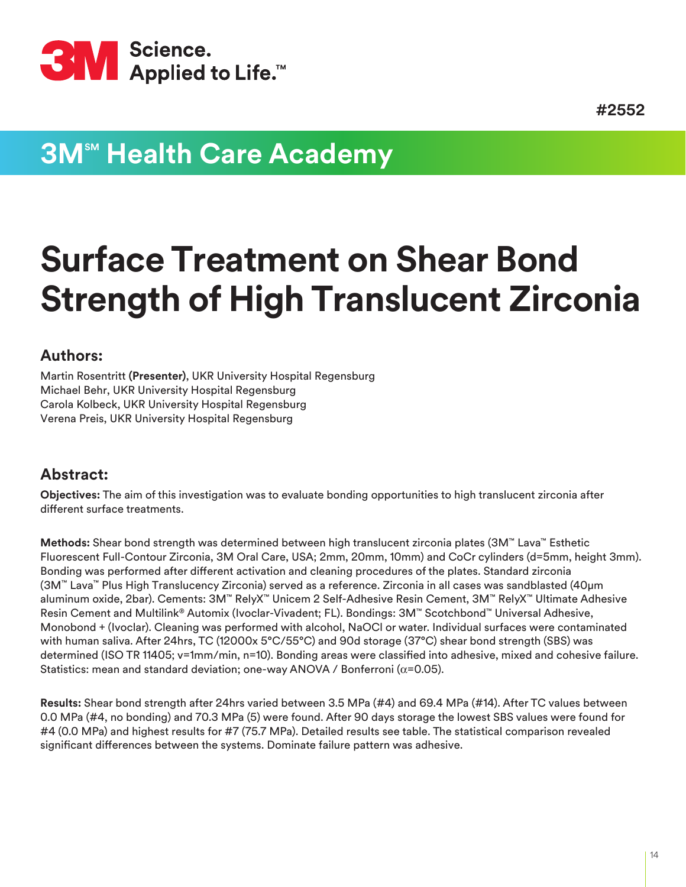3M Science. Applied to Life.™

#2552

## 3M℠ Health Care Academy

# Surface Treatment on Shear Bond Strength of High Translucent Zirconia

### Authors:

Martin Rosentritt **(Presenter)**, UKR University Hospital Regensburg
Michael Behr, UKR University Hospital Regensburg
Carola Kolbeck, UKR University Hospital Regensburg
Verena Preis, UKR University Hospital Regensburg

### Abstract:

**Objectives:** The aim of this investigation was to evaluate bonding opportunities to high translucent zirconia after different surface treatments.

**Methods:** Shear bond strength was determined between high translucent zirconia plates (3M™ Lava™ Esthetic Fluorescent Full-Contour Zirconia, 3M Oral Care, USA; 2mm, 20mm, 10mm) and CoCr cylinders (d=5mm, height 3mm). Bonding was performed after different activation and cleaning procedures of the plates. Standard zirconia (3M™ Lava™ Plus High Translucency Zirconia) served as a reference. Zirconia in all cases was sandblasted (40µm aluminum oxide, 2bar). Cements: 3M™ RelyX™ Unicem 2 Self-Adhesive Resin Cement, 3M™ RelyX™ Ultimate Adhesive Resin Cement and Multilink® Automix (Ivoclar-Vivadent; FL). Bondings: 3M™ Scotchbond™ Universal Adhesive, Monobond + (Ivoclar). Cleaning was performed with alcohol, NaOCl or water. Individual surfaces were contaminated with human saliva. After 24hrs, TC (12000x 5°C/55°C) and 90d storage (37°C) shear bond strength (SBS) was determined (ISO TR 11405; v=1mm/min, n=10). Bonding areas were classified into adhesive, mixed and cohesive failure. Statistics: mean and standard deviation; one-way ANOVA / Bonferroni ($\alpha$=0.05).

**Results:** Shear bond strength after 24hrs varied between 3.5 MPa (#4) and 69.4 MPa (#14). After TC values between 0.0 MPa (#4, no bonding) and 70.3 MPa (5) were found. After 90 days storage the lowest SBS values were found for #4 (0.0 MPa) and highest results for #7 (75.7 MPa). Detailed results see table. The statistical comparison revealed significant differences between the systems. Dominate failure pattern was adhesive.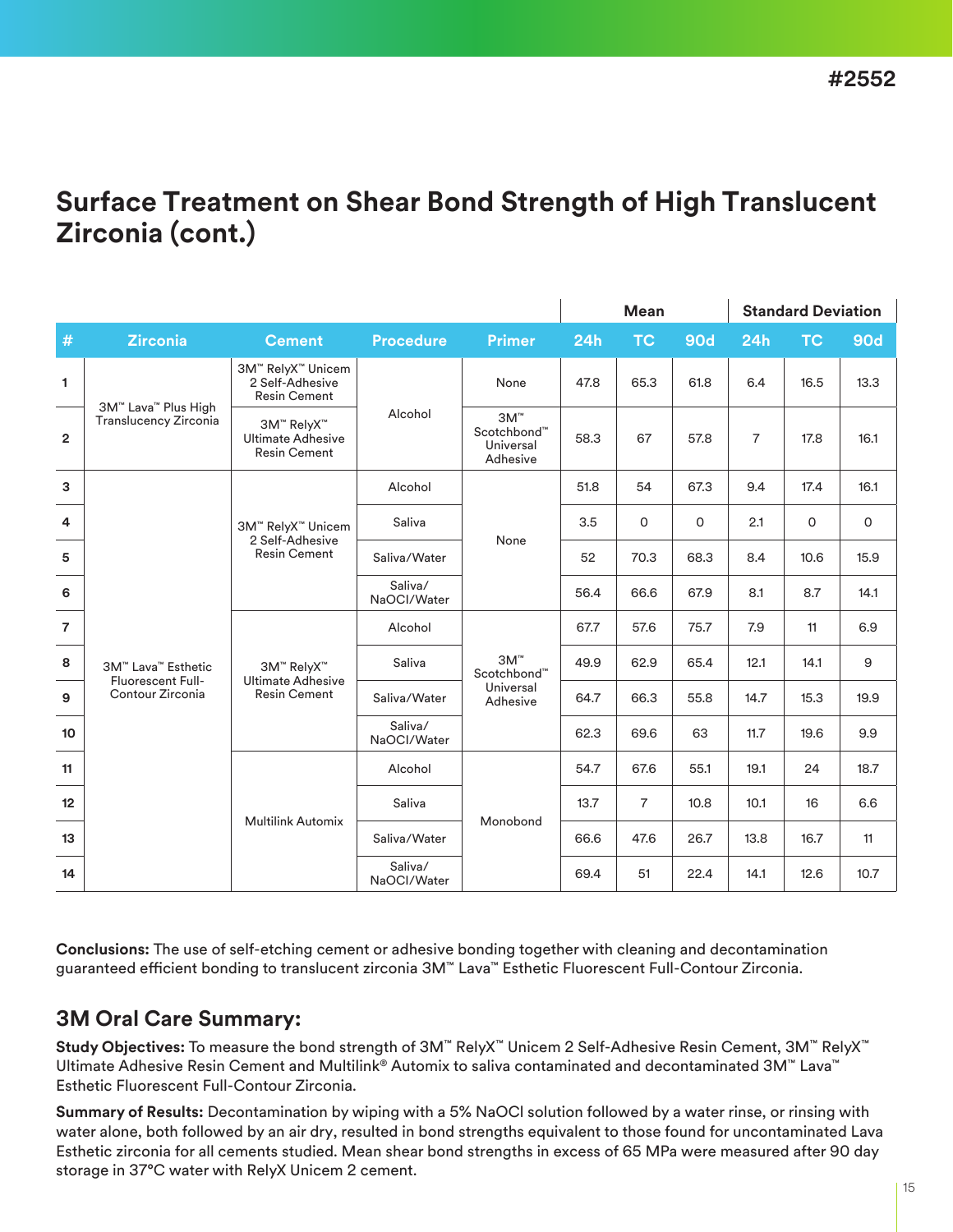#2552

# Surface Treatment on Shear Bond Strength of High Translucent Zirconia (cont.)

| | | | | | Mean | | | Standard Deviation | | |
|---|---|---|---|---|---|---|---|---|---|---|
| # | Zirconia | Cement | Procedure | Primer | 24h | TC | 90d | 24h | TC | 90d |
| 1 | 3M™ Lava™ Plus High Translucency Zirconia | 3M™ RelyX™ Unicem 2 Self-Adhesive Resin Cement | Alcohol | None | 47.8 | 65.3 | 61.8 | 6.4 | 16.5 | 13.3 |
| 2 | | 3M™ RelyX™ Ultimate Adhesive Resin Cement | | 3M™ Scotchbond™ Universal Adhesive | 58.3 | 67 | 57.8 | 7 | 17.8 | 16.1 |
| 3 | 3M™ Lava™ Esthetic Fluorescent Full-Contour Zirconia | 3M™ RelyX™ Unicem 2 Self-Adhesive Resin Cement | Alcohol | None | 51.8 | 54 | 67.3 | 9.4 | 17.4 | 16.1 |
| 4 | | | Saliva | | 3.5 | 0 | 0 | 2.1 | 0 | 0 |
| 5 | | | Saliva/Water | | 52 | 70.3 | 68.3 | 8.4 | 10.6 | 15.9 |
| 6 | | | Saliva/ NaOCl/Water | | 56.4 | 66.6 | 67.9 | 8.1 | 8.7 | 14.1 |
| 7 | | 3M™ RelyX™ Ultimate Adhesive Resin Cement | Alcohol | 3M™ Scotchbond™ Universal Adhesive | 67.7 | 57.6 | 75.7 | 7.9 | 11 | 6.9 |
| 8 | | | Saliva | | 49.9 | 62.9 | 65.4 | 12.1 | 14.1 | 9 |
| 9 | | | Saliva/Water | | 64.7 | 66.3 | 55.8 | 14.7 | 15.3 | 19.9 |
| 10 | | | Saliva/ NaOCl/Water | | 62.3 | 69.6 | 63 | 11.7 | 19.6 | 9.9 |
| 11 | | Multilink Automix | Alcohol | Monobond | 54.7 | 67.6 | 55.1 | 19.1 | 24 | 18.7 |
| 12 | | | Saliva | | 13.7 | 7 | 10.8 | 10.1 | 16 | 6.6 |
| 13 | | | Saliva/Water | | 66.6 | 47.6 | 26.7 | 13.8 | 16.7 | 11 |
| 14 | | | Saliva/ NaOCl/Water | | 69.4 | 51 | 22.4 | 14.1 | 12.6 | 10.7 |

**Conclusions:** The use of self-etching cement or adhesive bonding together with cleaning and decontamination guaranteed efficient bonding to translucent zirconia 3M™ Lava™ Esthetic Fluorescent Full-Contour Zirconia.

## 3M Oral Care Summary:

**Study Objectives:** To measure the bond strength of 3M™ RelyX™ Unicem 2 Self-Adhesive Resin Cement, 3M™ RelyX™ Ultimate Adhesive Resin Cement and Multilink® Automix to saliva contaminated and decontaminated 3M™ Lava™ Esthetic Fluorescent Full-Contour Zirconia.

**Summary of Results:** Decontamination by wiping with a 5% NaOCl solution followed by a water rinse, or rinsing with water alone, both followed by an air dry, resulted in bond strengths equivalent to those found for uncontaminated Lava Esthetic zirconia for all cements studied. Mean shear bond strengths in excess of 65 MPa were measured after 90 day storage in 37°C water with RelyX Unicem 2 cement.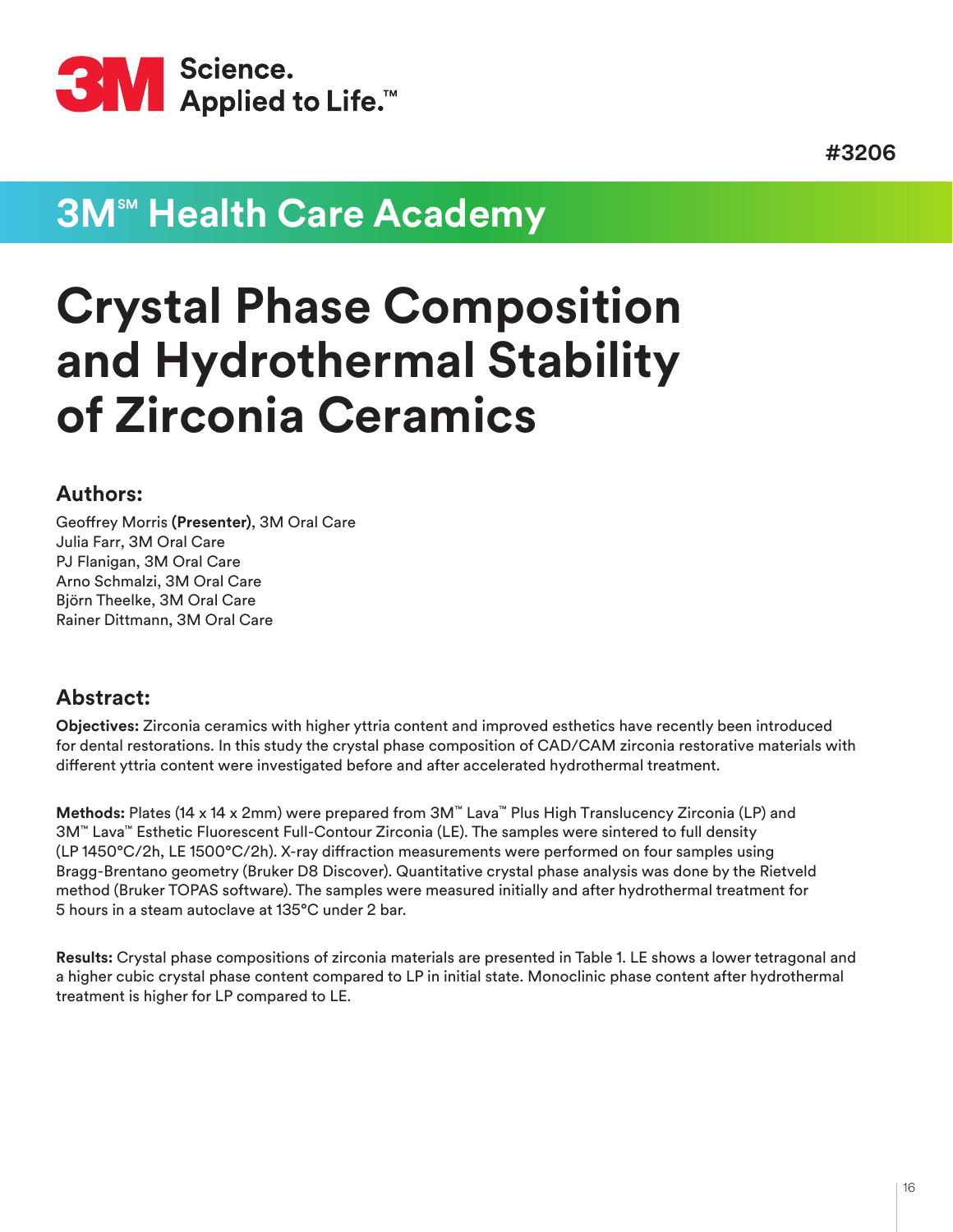3M Science. Applied to Life.™

#3206

## 3M℠ Health Care Academy

# Crystal Phase Composition and Hydrothermal Stability of Zirconia Ceramics

### Authors:

Geoffrey Morris **(Presenter)**, 3M Oral Care
Julia Farr, 3M Oral Care
PJ Flanigan, 3M Oral Care
Arno Schmalzi, 3M Oral Care
Björn Theelke, 3M Oral Care
Rainer Dittmann, 3M Oral Care

### Abstract:

**Objectives:** Zirconia ceramics with higher yttria content and improved esthetics have recently been introduced for dental restorations. In this study the crystal phase composition of CAD/CAM zirconia restorative materials with different yttria content were investigated before and after accelerated hydrothermal treatment.

**Methods:** Plates (14 x 14 x 2mm) were prepared from 3M™ Lava™ Plus High Translucency Zirconia (LP) and 3M™ Lava™ Esthetic Fluorescent Full-Contour Zirconia (LE). The samples were sintered to full density (LP 1450°C/2h, LE 1500°C/2h). X-ray diffraction measurements were performed on four samples using Bragg-Brentano geometry (Bruker D8 Discover). Quantitative crystal phase analysis was done by the Rietveld method (Bruker TOPAS software). The samples were measured initially and after hydrothermal treatment for 5 hours in a steam autoclave at 135°C under 2 bar.

**Results:** Crystal phase compositions of zirconia materials are presented in Table 1. LE shows a lower tetragonal and a higher cubic crystal phase content compared to LP in initial state. Monoclinic phase content after hydrothermal treatment is higher for LP compared to LE.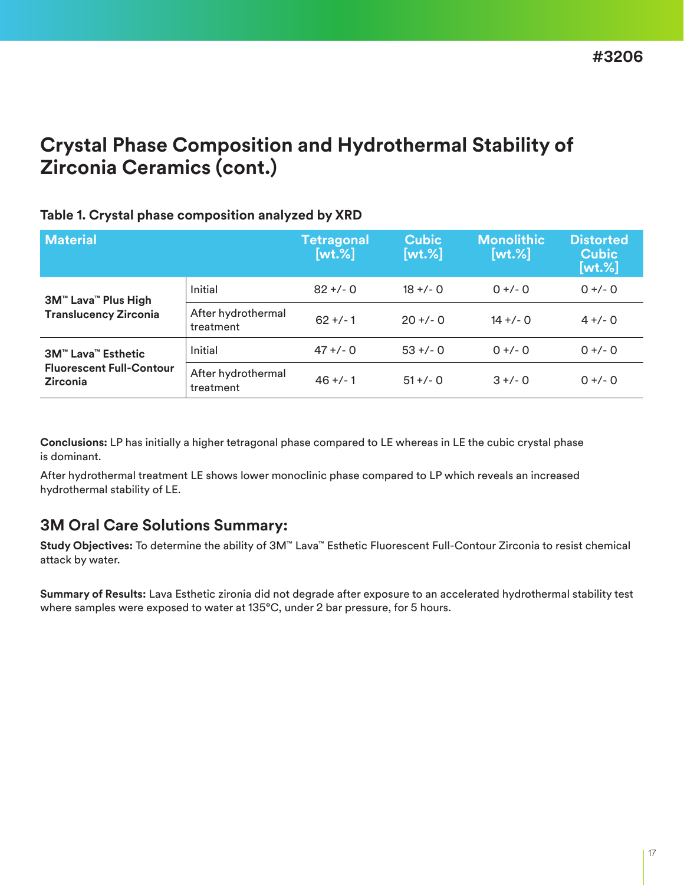#3206

# Crystal Phase Composition and Hydrothermal Stability of Zirconia Ceramics (cont.)

**Table 1. Crystal phase composition analyzed by XRD**

| Material | | Tetragonal [wt.%] | Cubic [wt.%] | Monolithic [wt.%] | Distorted Cubic [wt.%] |
|---|---|---|---|---|---|
| **3M™ Lava™ Plus High Translucency Zirconia** | Initial | 82 +/- 0 | 18 +/- 0 | 0 +/- 0 | 0 +/- 0 |
| | After hydrothermal treatment | 62 +/- 1 | 20 +/- 0 | 14 +/- 0 | 4 +/- 0 |
| **3M™ Lava™ Esthetic Fluorescent Full-Contour Zirconia** | Initial | 47 +/- 0 | 53 +/- 0 | 0 +/- 0 | 0 +/- 0 |
| | After hydrothermal treatment | 46 +/- 1 | 51 +/- 0 | 3 +/- 0 | 0 +/- 0 |

**Conclusions:** LP has initially a higher tetragonal phase compared to LE whereas in LE the cubic crystal phase is dominant.

After hydrothermal treatment LE shows lower monoclinic phase compared to LP which reveals an increased hydrothermal stability of LE.

## 3M Oral Care Solutions Summary:

**Study Objectives:** To determine the ability of 3M™ Lava™ Esthetic Fluorescent Full-Contour Zirconia to resist chemical attack by water.

**Summary of Results:** Lava Esthetic zirionia did not degrade after exposure to an accelerated hydrothermal stability test where samples were exposed to water at 135°C, under 2 bar pressure, for 5 hours.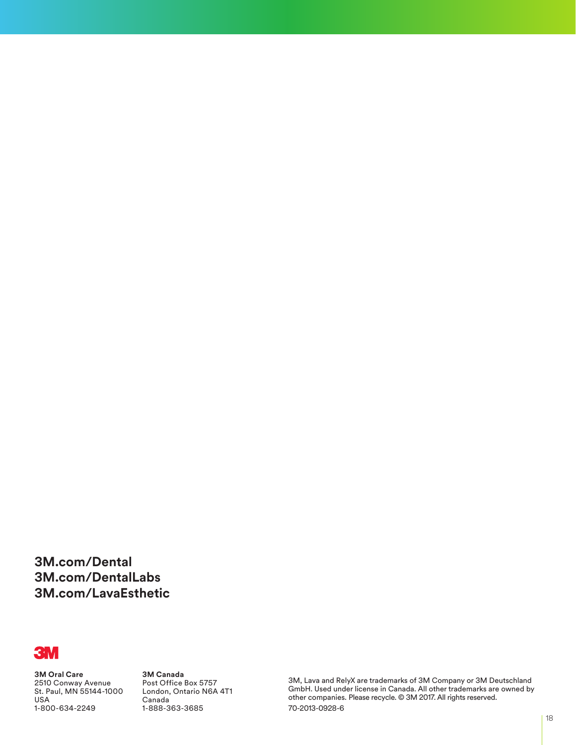**3M.com/Dental**
**3M.com/DentalLabs**
**3M.com/LavaEsthetic**

3M

**3M Oral Care**
2510 Conway Avenue
St. Paul, MN 55144-1000
USA
1-800-634-2249

**3M Canada**
Post Office Box 5757
London, Ontario N6A 4T1
Canada
1-888-363-3685

3M, Lava and RelyX are trademarks of 3M Company or 3M Deutschland GmbH. Used under license in Canada. All other trademarks are owned by other companies. Please recycle. © 3M 2017. All rights reserved.

70-2013-0928-6